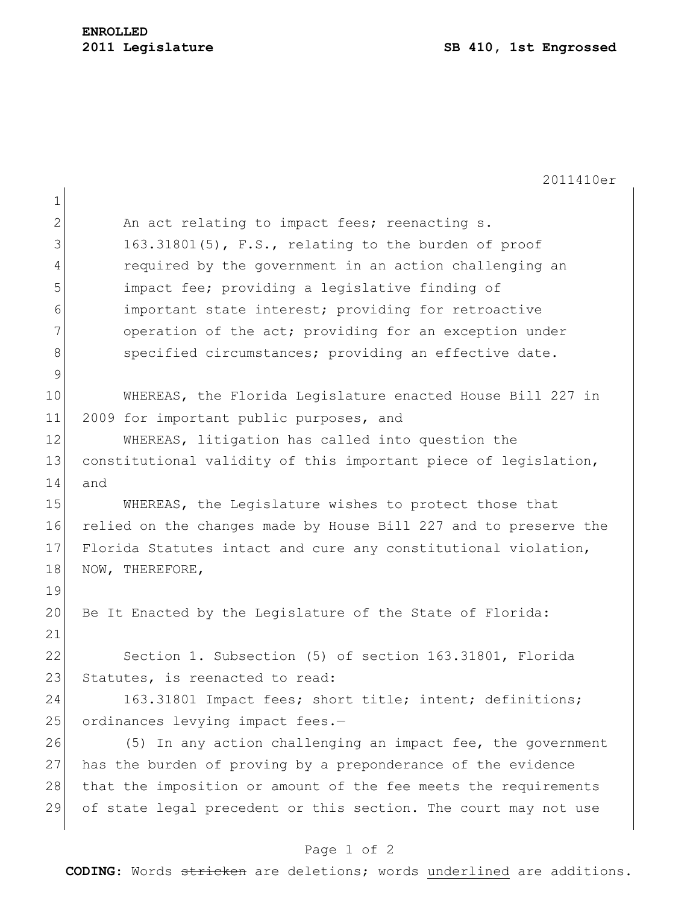**ENROLLED**
**2011 Legislature** **SB 410, 1st Engrossed**

2011410er

An act relating to impact fees; reenacting s. 163.31801(5), F.S., relating to the burden of proof required by the government in an action challenging an impact fee; providing a legislative finding of important state interest; providing for retroactive operation of the act; providing for an exception under specified circumstances; providing an effective date.

WHEREAS, the Florida Legislature enacted House Bill 227 in 2009 for important public purposes, and

WHEREAS, litigation has called into question the constitutional validity of this important piece of legislation, and

WHEREAS, the Legislature wishes to protect those that relied on the changes made by House Bill 227 and to preserve the Florida Statutes intact and cure any constitutional violation, NOW, THEREFORE,

Be It Enacted by the Legislature of the State of Florida:

Section 1. Subsection (5) of section 163.31801, Florida Statutes, is reenacted to read:

163.31801 Impact fees; short title; intent; definitions; ordinances levying impact fees.—

(5) In any action challenging an impact fee, the government has the burden of proving by a preponderance of the evidence that the imposition or amount of the fee meets the requirements of state legal precedent or this section. The court may not use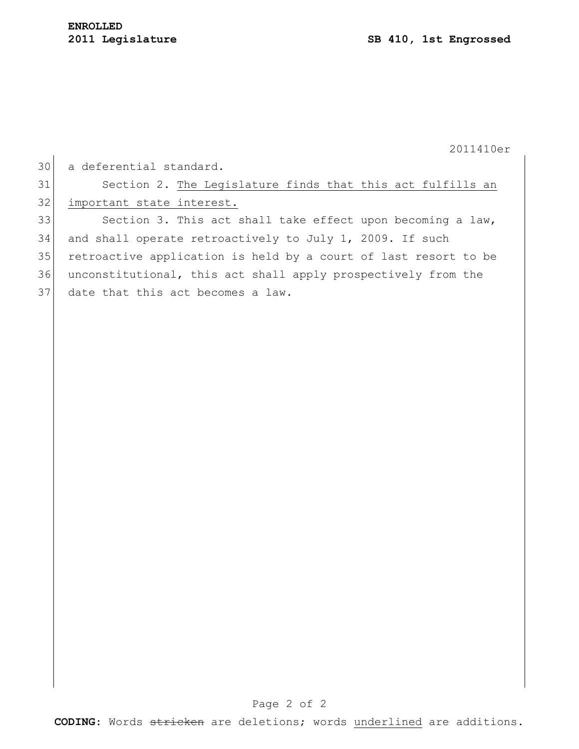a deferential standard.

Section 2. The Legislature finds that this act fulfills an important state interest.

Section 3. This act shall take effect upon becoming a law, and shall operate retroactively to July 1, 2009. If such retroactive application is held by a court of last resort to be unconstitutional, this act shall apply prospectively from the date that this act becomes a law.

**CODING:** Words ~~stricken~~ are deletions; words underlined are additions.